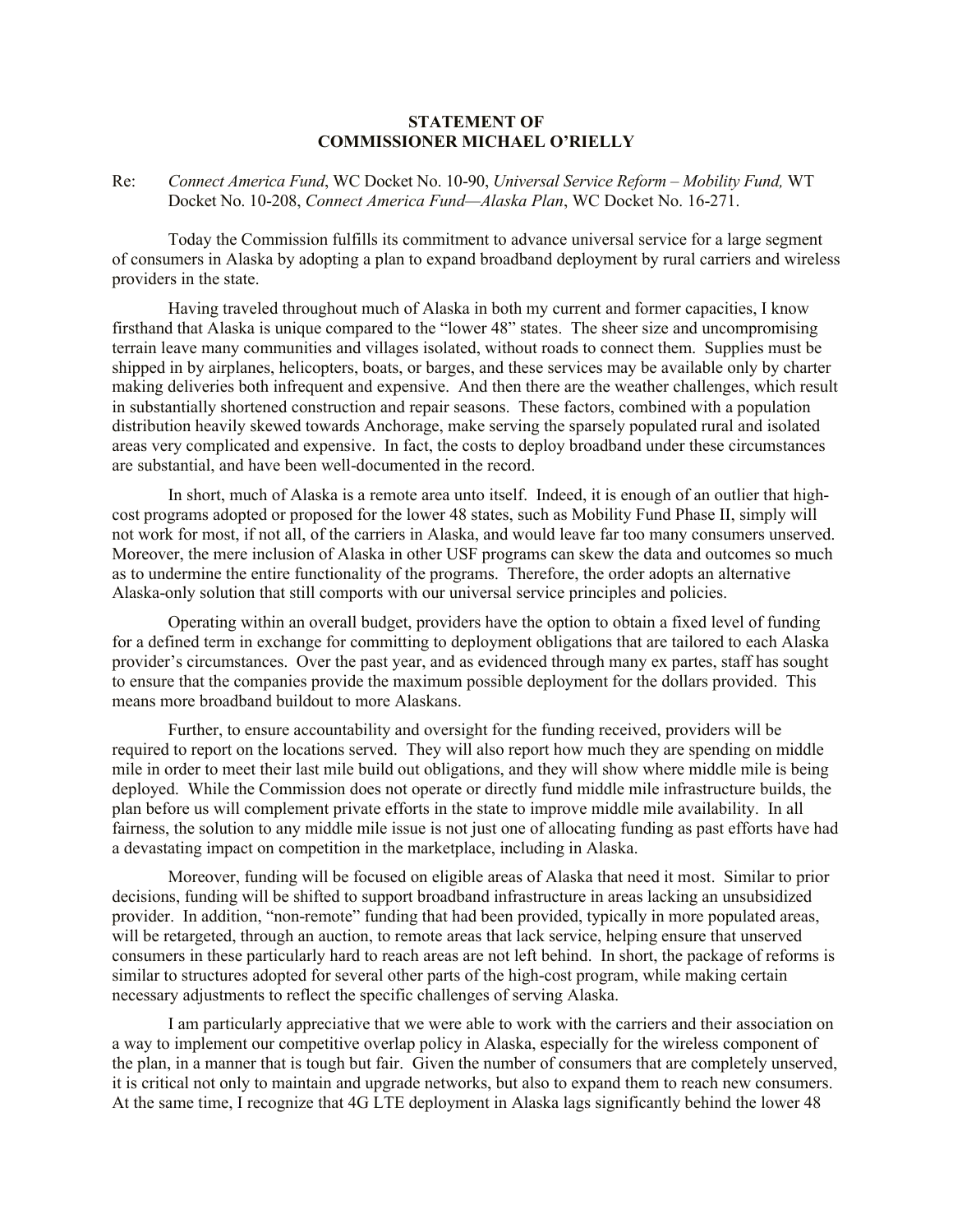**STATEMENT OF**
**COMMISSIONER MICHAEL O'RIELLY**

Re: *Connect America Fund*, WC Docket No. 10-90, *Universal Service Reform – Mobility Fund,* WT Docket No. 10-208, *Connect America Fund—Alaska Plan*, WC Docket No. 16-271.

Today the Commission fulfills its commitment to advance universal service for a large segment of consumers in Alaska by adopting a plan to expand broadband deployment by rural carriers and wireless providers in the state.

Having traveled throughout much of Alaska in both my current and former capacities, I know firsthand that Alaska is unique compared to the "lower 48" states. The sheer size and uncompromising terrain leave many communities and villages isolated, without roads to connect them. Supplies must be shipped in by airplanes, helicopters, boats, or barges, and these services may be available only by charter making deliveries both infrequent and expensive. And then there are the weather challenges, which result in substantially shortened construction and repair seasons. These factors, combined with a population distribution heavily skewed towards Anchorage, make serving the sparsely populated rural and isolated areas very complicated and expensive. In fact, the costs to deploy broadband under these circumstances are substantial, and have been well-documented in the record.

In short, much of Alaska is a remote area unto itself. Indeed, it is enough of an outlier that high-cost programs adopted or proposed for the lower 48 states, such as Mobility Fund Phase II, simply will not work for most, if not all, of the carriers in Alaska, and would leave far too many consumers unserved. Moreover, the mere inclusion of Alaska in other USF programs can skew the data and outcomes so much as to undermine the entire functionality of the programs. Therefore, the order adopts an alternative Alaska-only solution that still comports with our universal service principles and policies.

Operating within an overall budget, providers have the option to obtain a fixed level of funding for a defined term in exchange for committing to deployment obligations that are tailored to each Alaska provider's circumstances. Over the past year, and as evidenced through many ex partes, staff has sought to ensure that the companies provide the maximum possible deployment for the dollars provided. This means more broadband buildout to more Alaskans.

Further, to ensure accountability and oversight for the funding received, providers will be required to report on the locations served. They will also report how much they are spending on middle mile in order to meet their last mile build out obligations, and they will show where middle mile is being deployed. While the Commission does not operate or directly fund middle mile infrastructure builds, the plan before us will complement private efforts in the state to improve middle mile availability. In all fairness, the solution to any middle mile issue is not just one of allocating funding as past efforts have had a devastating impact on competition in the marketplace, including in Alaska.

Moreover, funding will be focused on eligible areas of Alaska that need it most. Similar to prior decisions, funding will be shifted to support broadband infrastructure in areas lacking an unsubsidized provider. In addition, "non-remote" funding that had been provided, typically in more populated areas, will be retargeted, through an auction, to remote areas that lack service, helping ensure that unserved consumers in these particularly hard to reach areas are not left behind. In short, the package of reforms is similar to structures adopted for several other parts of the high-cost program, while making certain necessary adjustments to reflect the specific challenges of serving Alaska.

I am particularly appreciative that we were able to work with the carriers and their association on a way to implement our competitive overlap policy in Alaska, especially for the wireless component of the plan, in a manner that is tough but fair. Given the number of consumers that are completely unserved, it is critical not only to maintain and upgrade networks, but also to expand them to reach new consumers. At the same time, I recognize that 4G LTE deployment in Alaska lags significantly behind the lower 48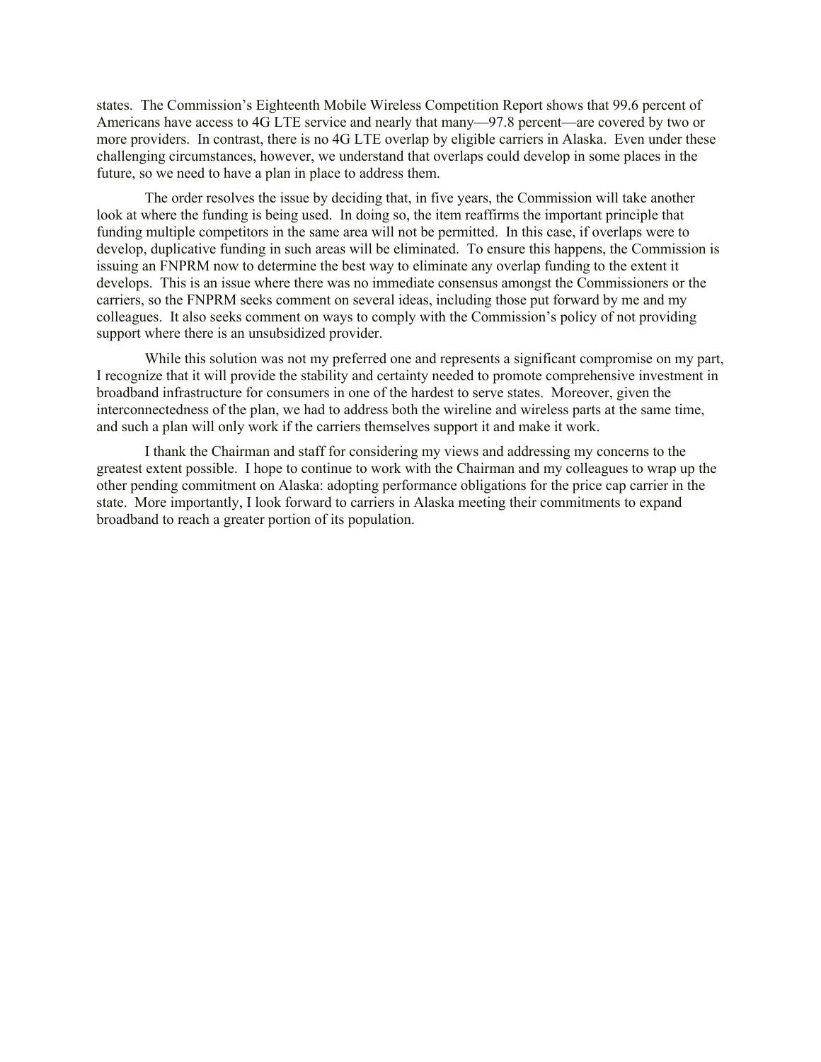states. The Commission's Eighteenth Mobile Wireless Competition Report shows that 99.6 percent of Americans have access to 4G LTE service and nearly that many—97.8 percent—are covered by two or more providers. In contrast, there is no 4G LTE overlap by eligible carriers in Alaska. Even under these challenging circumstances, however, we understand that overlaps could develop in some places in the future, so we need to have a plan in place to address them.

The order resolves the issue by deciding that, in five years, the Commission will take another look at where the funding is being used. In doing so, the item reaffirms the important principle that funding multiple competitors in the same area will not be permitted. In this case, if overlaps were to develop, duplicative funding in such areas will be eliminated. To ensure this happens, the Commission is issuing an FNPRM now to determine the best way to eliminate any overlap funding to the extent it develops. This is an issue where there was no immediate consensus amongst the Commissioners or the carriers, so the FNPRM seeks comment on several ideas, including those put forward by me and my colleagues. It also seeks comment on ways to comply with the Commission's policy of not providing support where there is an unsubsidized provider.

While this solution was not my preferred one and represents a significant compromise on my part, I recognize that it will provide the stability and certainty needed to promote comprehensive investment in broadband infrastructure for consumers in one of the hardest to serve states. Moreover, given the interconnectedness of the plan, we had to address both the wireline and wireless parts at the same time, and such a plan will only work if the carriers themselves support it and make it work.

I thank the Chairman and staff for considering my views and addressing my concerns to the greatest extent possible. I hope to continue to work with the Chairman and my colleagues to wrap up the other pending commitment on Alaska: adopting performance obligations for the price cap carrier in the state. More importantly, I look forward to carriers in Alaska meeting their commitments to expand broadband to reach a greater portion of its population.